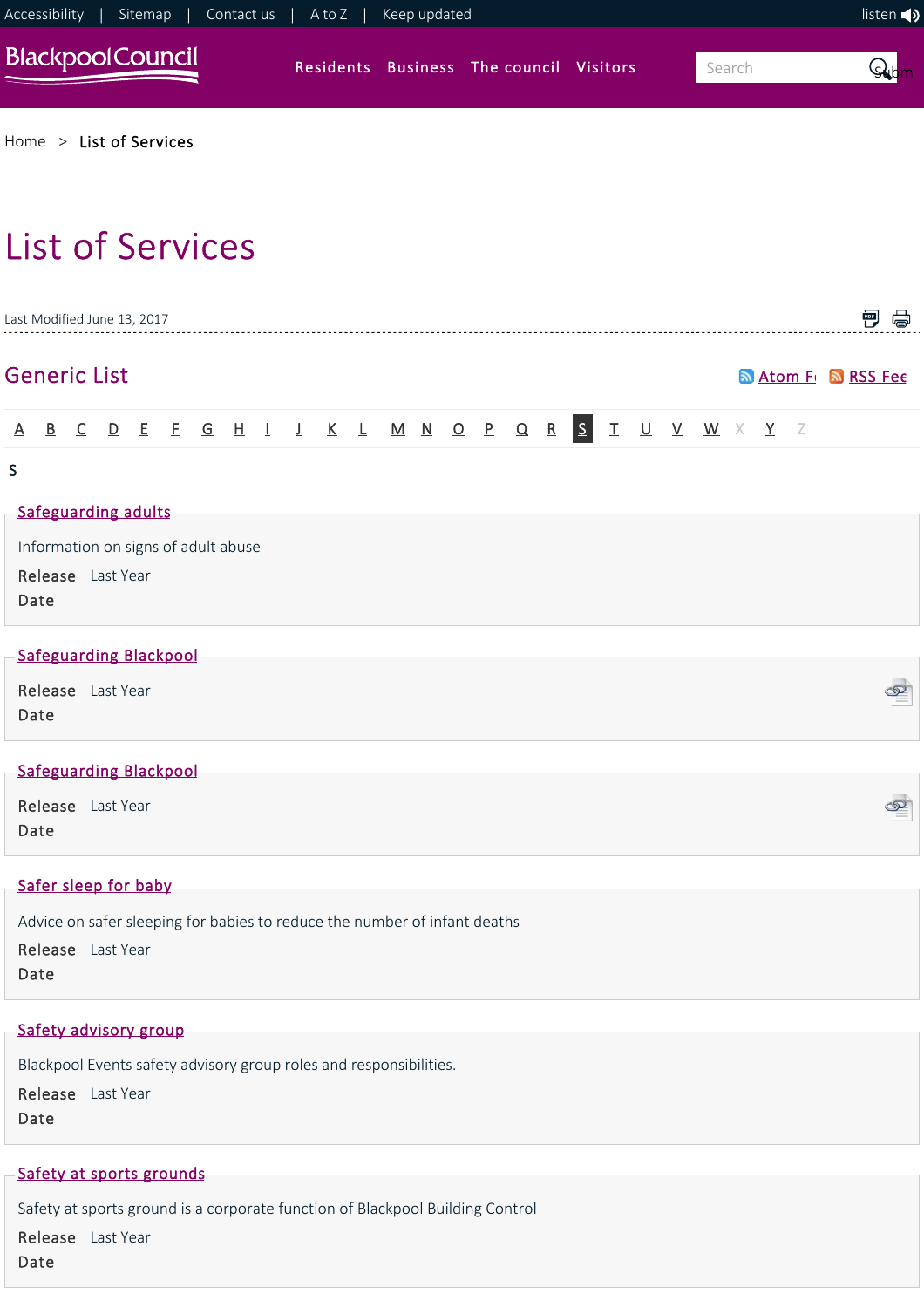Accessibility | Sitemap | Contact us | A to Z | Keep updated

listen

BlackpoolCouncil

Residents Business The council Visitors

Search

Home > List of Services

# List of Services

Last Modified June 13, 2017

## Generic List

Atom Fe RSS Fee

A B C D E F G H I J K L M N O P Q R **S** T U V W X Y Z

S

### Safeguarding adults

Information on signs of adult abuse

**Release Date** Last Year

### Safeguarding Blackpool

**Release Date** Last Year

### Safeguarding Blackpool

**Release Date** Last Year

### Safer sleep for baby

Advice on safer sleeping for babies to reduce the number of infant deaths

**Release Date** Last Year

### Safety advisory group

Blackpool Events safety advisory group roles and responsibilities.

**Release Date** Last Year

### Safety at sports grounds

Safety at sports ground is a corporate function of Blackpool Building Control

**Release Date** Last Year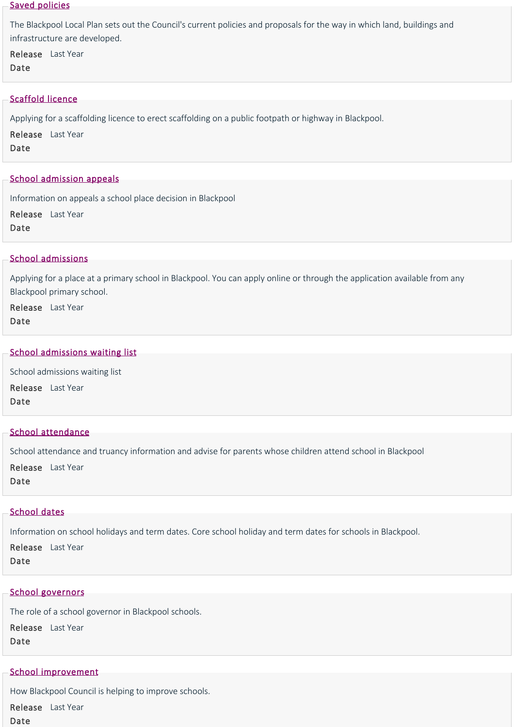## Saved policies

The Blackpool Local Plan sets out the Council's current policies and proposals for the way in which land, buildings and infrastructure are developed.

**Release Date** Last Year

## Scaffold licence

Applying for a scaffolding licence to erect scaffolding on a public footpath or highway in Blackpool.

**Release Date** Last Year

## School admission appeals

Information on appeals a school place decision in Blackpool

**Release Date** Last Year

## School admissions

Applying for a place at a primary school in Blackpool. You can apply online or through the application available from any Blackpool primary school.

**Release Date** Last Year

## School admissions waiting list

School admissions waiting list

**Release Date** Last Year

## School attendance

School attendance and truancy information and advise for parents whose children attend school in Blackpool

**Release Date** Last Year

## School dates

Information on school holidays and term dates. Core school holiday and term dates for schools in Blackpool.

**Release Date** Last Year

## School governors

The role of a school governor in Blackpool schools.

**Release Date** Last Year

## School improvement

How Blackpool Council is helping to improve schools.

**Release Date** Last Year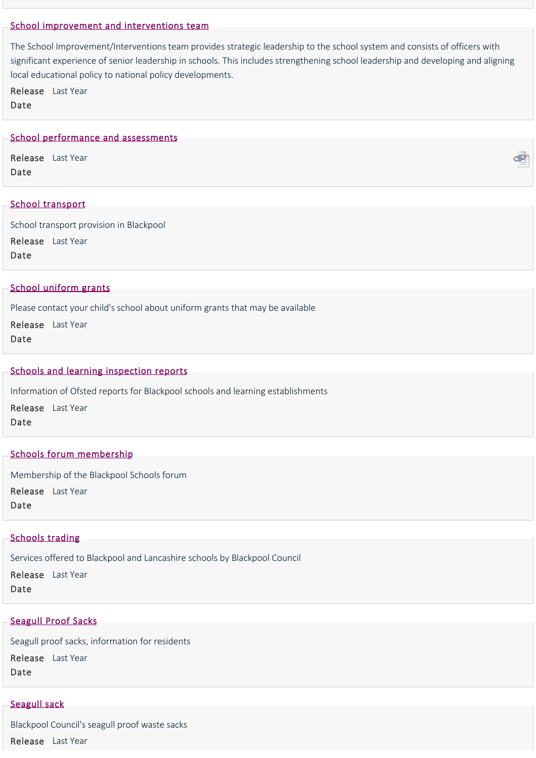## School improvement and interventions team

The School Improvement/Interventions team provides strategic leadership to the school system and consists of officers with significant experience of senior leadership in schools. This includes strengthening school leadership and developing and aligning local educational policy to national policy developments.

**Release Date** Last Year

## School performance and assessments

**Release Date** Last Year

## School transport

School transport provision in Blackpool

**Release Date** Last Year

## School uniform grants

Please contact your child's school about uniform grants that may be available

**Release Date** Last Year

## Schools and learning inspection reports

Information of Ofsted reports for Blackpool schools and learning establishments

**Release Date** Last Year

## Schools forum membership

Membership of the Blackpool Schools forum

**Release Date** Last Year

## Schools trading

Services offered to Blackpool and Lancashire schools by Blackpool Council

**Release Date** Last Year

## Seagull Proof Sacks

Seagull proof sacks, information for residents

**Release Date** Last Year

## Seagull sack

Blackpool Council's seagull proof waste sacks

**Release** Last Year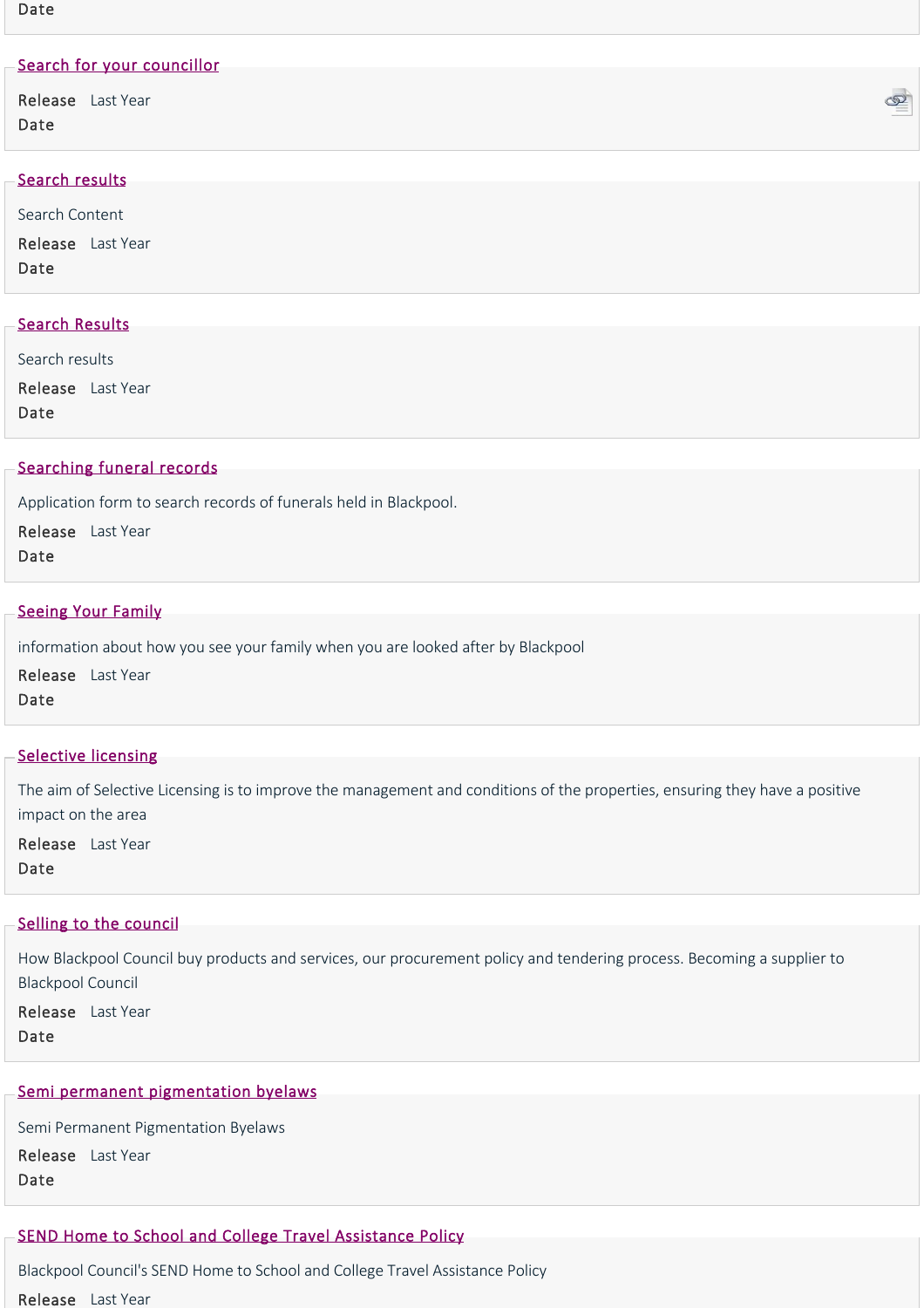Date

[Search for your councillor](#)

**Release Date** Last Year

[Search results](#)

Search Content

**Release Date** Last Year

[Search Results](#)

Search results

**Release Date** Last Year

[Searching funeral records](#)

Application form to search records of funerals held in Blackpool.

**Release Date** Last Year

[Seeing Your Family](#)

information about how you see your family when you are looked after by Blackpool

**Release Date** Last Year

[Selective licensing](#)

The aim of Selective Licensing is to improve the management and conditions of the properties, ensuring they have a positive impact on the area

**Release Date** Last Year

[Selling to the council](#)

How Blackpool Council buy products and services, our procurement policy and tendering process. Becoming a supplier to Blackpool Council

**Release Date** Last Year

[Semi permanent pigmentation byelaws](#)

Semi Permanent Pigmentation Byelaws

**Release Date** Last Year

[SEND Home to School and College Travel Assistance Policy](#)

Blackpool Council's SEND Home to School and College Travel Assistance Policy

**Release** Last Year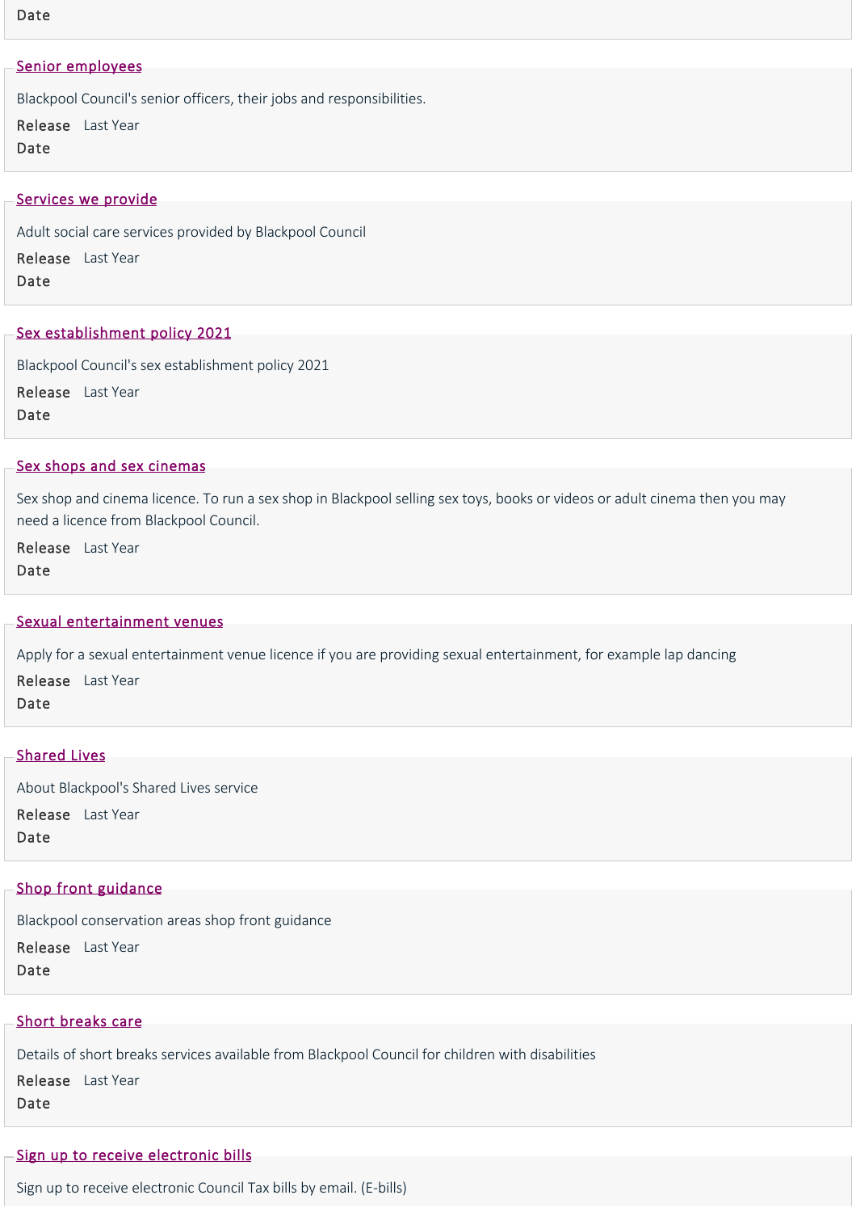Date

## Senior employees

Blackpool Council's senior officers, their jobs and responsibilities.

**Release Date** Last Year

## Services we provide

Adult social care services provided by Blackpool Council

**Release Date** Last Year

## Sex establishment policy 2021

Blackpool Council's sex establishment policy 2021

**Release Date** Last Year

## Sex shops and sex cinemas

Sex shop and cinema licence. To run a sex shop in Blackpool selling sex toys, books or videos or adult cinema then you may need a licence from Blackpool Council.

**Release Date** Last Year

## Sexual entertainment venues

Apply for a sexual entertainment venue licence if you are providing sexual entertainment, for example lap dancing

**Release Date** Last Year

## Shared Lives

About Blackpool's Shared Lives service

**Release Date** Last Year

## Shop front guidance

Blackpool conservation areas shop front guidance

**Release Date** Last Year

## Short breaks care

Details of short breaks services available from Blackpool Council for children with disabilities

**Release Date** Last Year

## Sign up to receive electronic bills

Sign up to receive electronic Council Tax bills by email. (E-bills)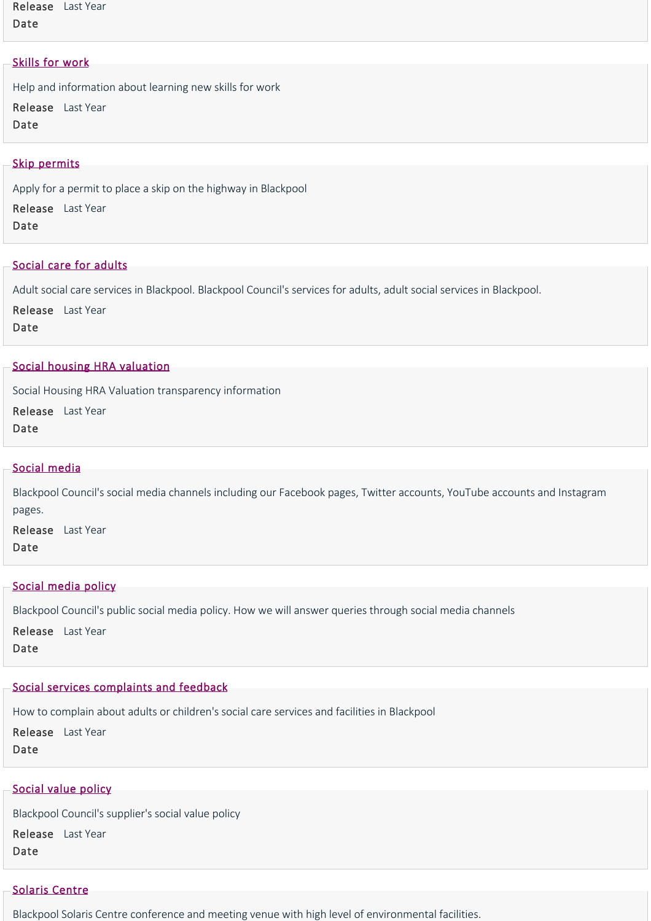Release Date Last Year

## Skills for work

Help and information about learning new skills for work

Release Date Last Year

## Skip permits

Apply for a permit to place a skip on the highway in Blackpool

Release Date Last Year

## Social care for adults

Adult social care services in Blackpool. Blackpool Council's services for adults, adult social services in Blackpool.

Release Date Last Year

## Social housing HRA valuation

Social Housing HRA Valuation transparency information

Release Date Last Year

## Social media

Blackpool Council's social media channels including our Facebook pages, Twitter accounts, YouTube accounts and Instagram pages.

Release Date Last Year

## Social media policy

Blackpool Council's public social media policy. How we will answer queries through social media channels

Release Date Last Year

## Social services complaints and feedback

How to complain about adults or children's social care services and facilities in Blackpool

Release Date Last Year

## Social value policy

Blackpool Council's supplier's social value policy

Release Date Last Year

## Solaris Centre

Blackpool Solaris Centre conference and meeting venue with high level of environmental facilities.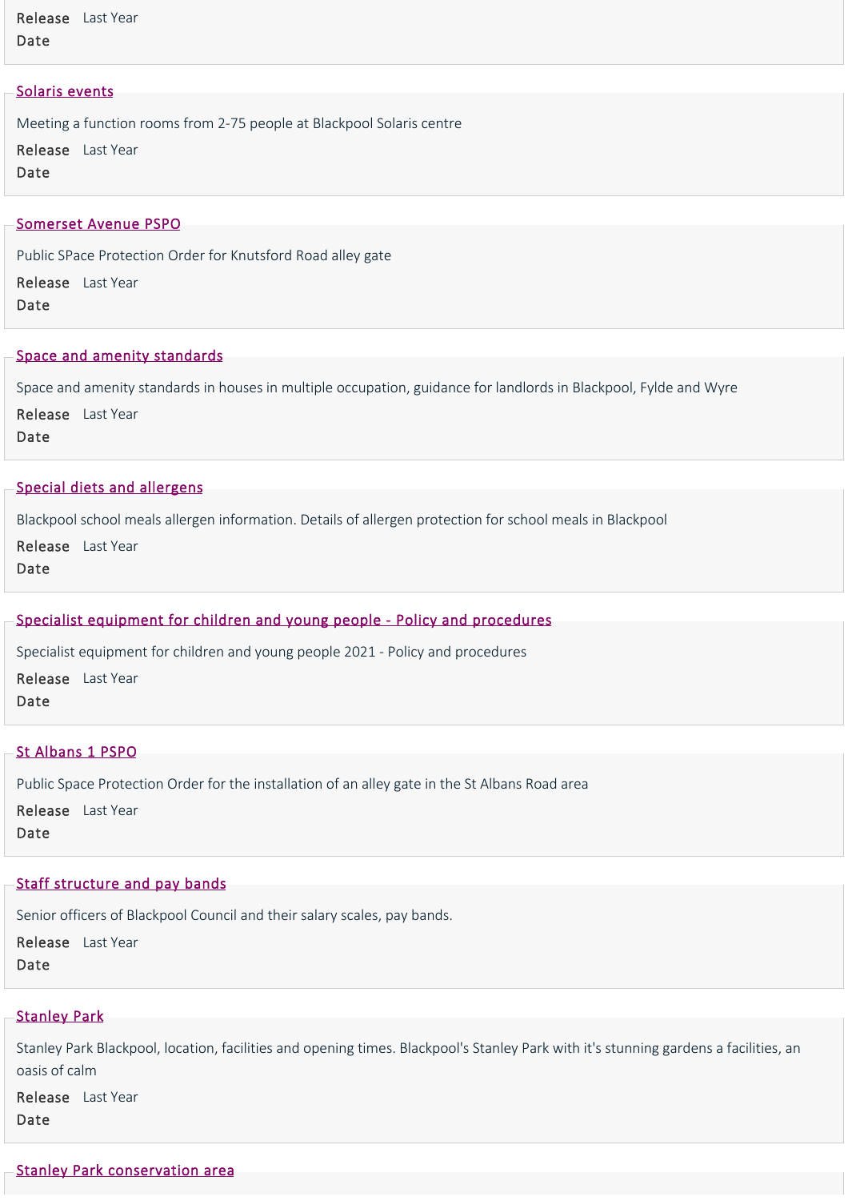Release Date Last Year

## Solaris events

Meeting a function rooms from 2-75 people at Blackpool Solaris centre

Release Date Last Year

## Somerset Avenue PSPO

Public SPace Protection Order for Knutsford Road alley gate

Release Date Last Year

## Space and amenity standards

Space and amenity standards in houses in multiple occupation, guidance for landlords in Blackpool, Fylde and Wyre

Release Date Last Year

## Special diets and allergens

Blackpool school meals allergen information. Details of allergen protection for school meals in Blackpool

Release Date Last Year

## Specialist equipment for children and young people - Policy and procedures

Specialist equipment for children and young people 2021 - Policy and procedures

Release Date Last Year

## St Albans 1 PSPO

Public Space Protection Order for the installation of an alley gate in the St Albans Road area

Release Date Last Year

## Staff structure and pay bands

Senior officers of Blackpool Council and their salary scales, pay bands.

Release Date Last Year

## Stanley Park

Stanley Park Blackpool, location, facilities and opening times. Blackpool's Stanley Park with it's stunning gardens a facilities, an oasis of calm

Release Date Last Year

## Stanley Park conservation area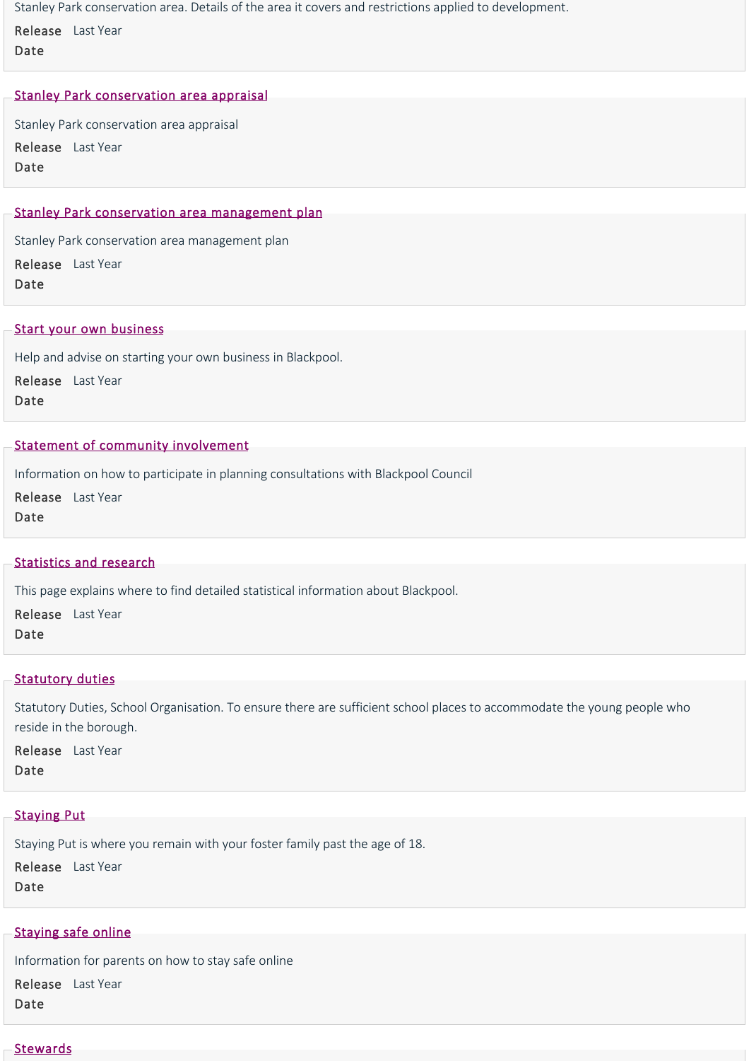Stanley Park conservation area. Details of the area it covers and restrictions applied to development.

Release Date: Last Year

## Stanley Park conservation area appraisal

Stanley Park conservation area appraisal

Release Date: Last Year

## Stanley Park conservation area management plan

Stanley Park conservation area management plan

Release Date: Last Year

## Start your own business

Help and advise on starting your own business in Blackpool.

Release Date: Last Year

## Statement of community involvement

Information on how to participate in planning consultations with Blackpool Council

Release Date: Last Year

## Statistics and research

This page explains where to find detailed statistical information about Blackpool.

Release Date: Last Year

## Statutory duties

Statutory Duties, School Organisation. To ensure there are sufficient school places to accommodate the young people who reside in the borough.

Release Date: Last Year

## Staying Put

Staying Put is where you remain with your foster family past the age of 18.

Release Date: Last Year

## Staying safe online

Information for parents on how to stay safe online

Release Date: Last Year

## Stewards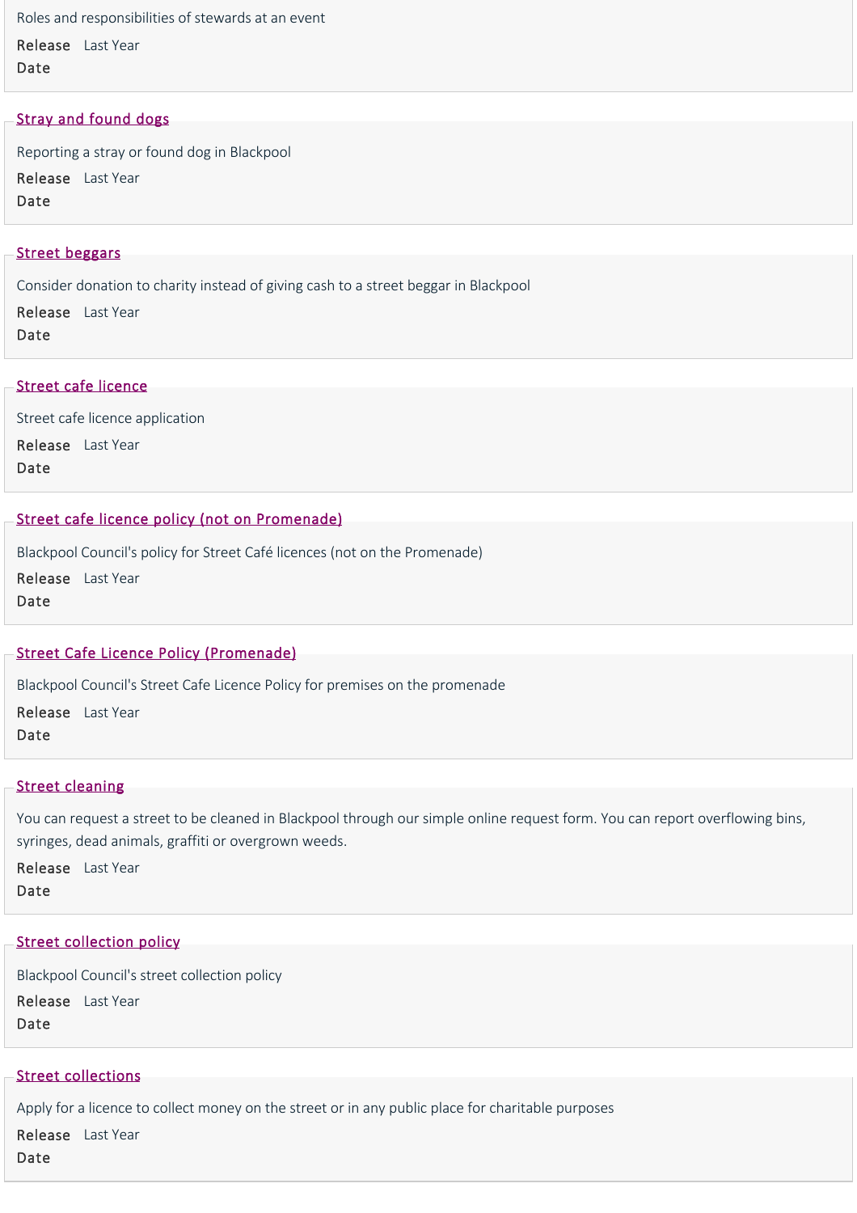Roles and responsibilities of stewards at an event

Release Date Last Year

## [Stray and found dogs]

Reporting a stray or found dog in Blackpool

Release Date Last Year

## [Street beggars]

Consider donation to charity instead of giving cash to a street beggar in Blackpool

Release Date Last Year

## [Street cafe licence]

Street cafe licence application

Release Date Last Year

## [Street cafe licence policy (not on Promenade)]

Blackpool Council's policy for Street Café licences (not on the Promenade)

Release Date Last Year

## [Street Cafe Licence Policy (Promenade)]

Blackpool Council's Street Cafe Licence Policy for premises on the promenade

Release Date Last Year

## [Street cleaning]

You can request a street to be cleaned in Blackpool through our simple online request form. You can report overflowing bins, syringes, dead animals, graffiti or overgrown weeds.

Release Date Last Year

## [Street collection policy]

Blackpool Council's street collection policy

Release Date Last Year

## [Street collections]

Apply for a licence to collect money on the street or in any public place for charitable purposes

Release Date Last Year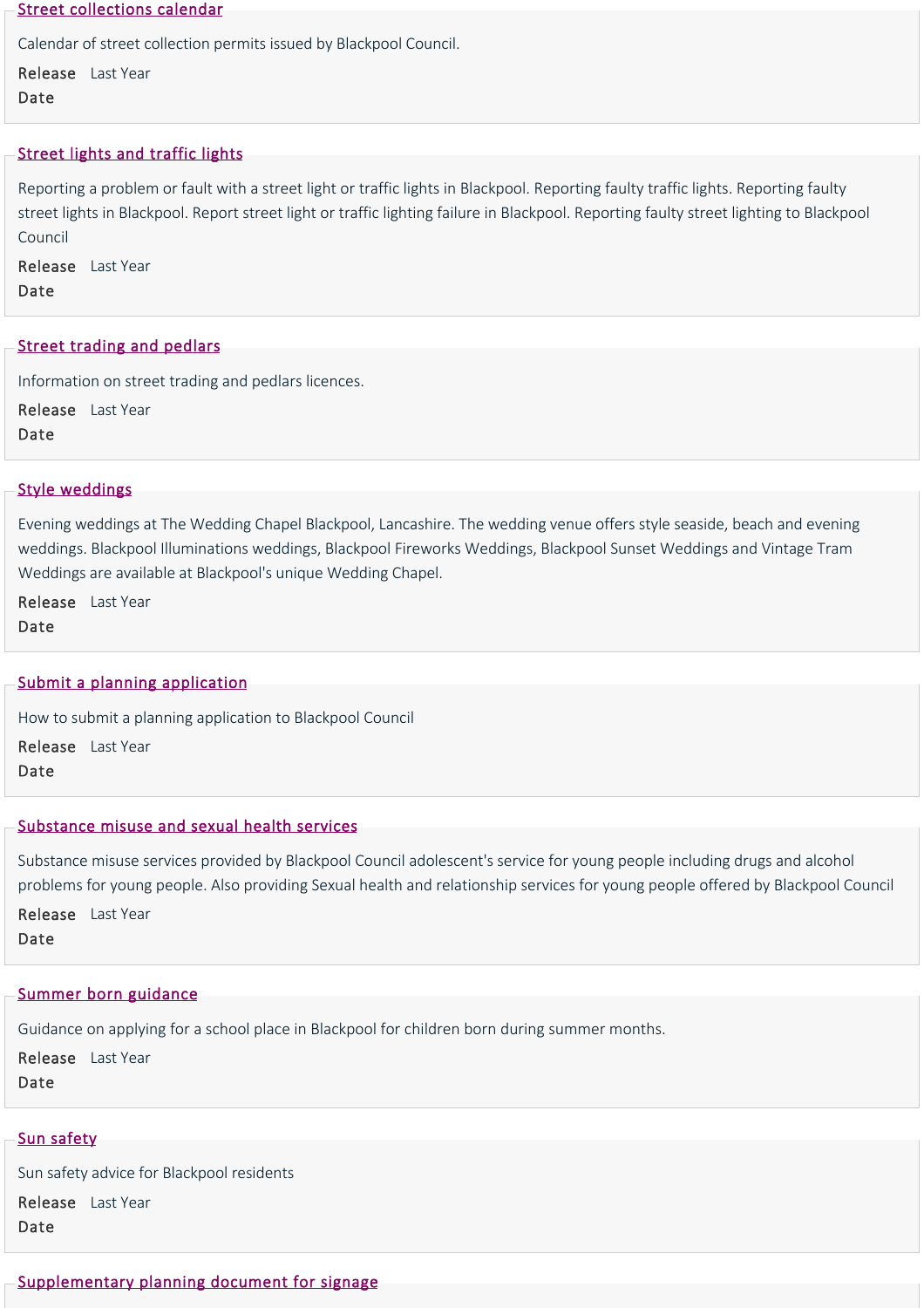## Street collections calendar

Calendar of street collection permits issued by Blackpool Council.

**Release Date** Last Year

## Street lights and traffic lights

Reporting a problem or fault with a street light or traffic lights in Blackpool. Reporting faulty traffic lights. Reporting faulty street lights in Blackpool. Report street light or traffic lighting failure in Blackpool. Reporting faulty street lighting to Blackpool Council

**Release Date** Last Year

## Street trading and pedlars

Information on street trading and pedlars licences.

**Release Date** Last Year

## Style weddings

Evening weddings at The Wedding Chapel Blackpool, Lancashire. The wedding venue offers style seaside, beach and evening weddings. Blackpool Illuminations weddings, Blackpool Fireworks Weddings, Blackpool Sunset Weddings and Vintage Tram Weddings are available at Blackpool's unique Wedding Chapel.

**Release Date** Last Year

## Submit a planning application

How to submit a planning application to Blackpool Council

**Release Date** Last Year

## Substance misuse and sexual health services

Substance misuse services provided by Blackpool Council adolescent's service for young people including drugs and alcohol problems for young people. Also providing Sexual health and relationship services for young people offered by Blackpool Council

**Release Date** Last Year

## Summer born guidance

Guidance on applying for a school place in Blackpool for children born during summer months.

**Release Date** Last Year

## Sun safety

Sun safety advice for Blackpool residents

**Release Date** Last Year

## Supplementary planning document for signage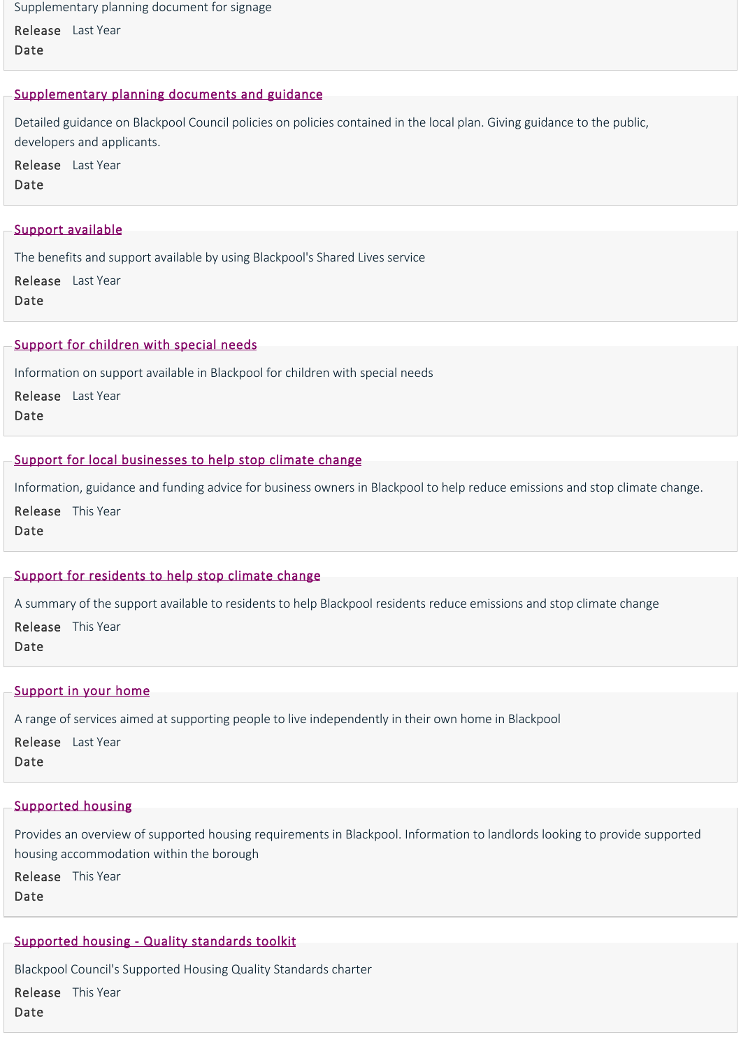Supplementary planning document for signage

**Release Date** Last Year

## Supplementary planning documents and guidance

Detailed guidance on Blackpool Council policies on policies contained in the local plan. Giving guidance to the public, developers and applicants.

**Release Date** Last Year

## Support available

The benefits and support available by using Blackpool's Shared Lives service

**Release Date** Last Year

## Support for children with special needs

Information on support available in Blackpool for children with special needs

**Release Date** Last Year

## Support for local businesses to help stop climate change

Information, guidance and funding advice for business owners in Blackpool to help reduce emissions and stop climate change.

**Release Date** This Year

## Support for residents to help stop climate change

A summary of the support available to residents to help Blackpool residents reduce emissions and stop climate change

**Release Date** This Year

## Support in your home

A range of services aimed at supporting people to live independently in their own home in Blackpool

**Release Date** Last Year

## Supported housing

Provides an overview of supported housing requirements in Blackpool. Information to landlords looking to provide supported housing accommodation within the borough

**Release Date** This Year

## Supported housing - Quality standards toolkit

Blackpool Council's Supported Housing Quality Standards charter

**Release Date** This Year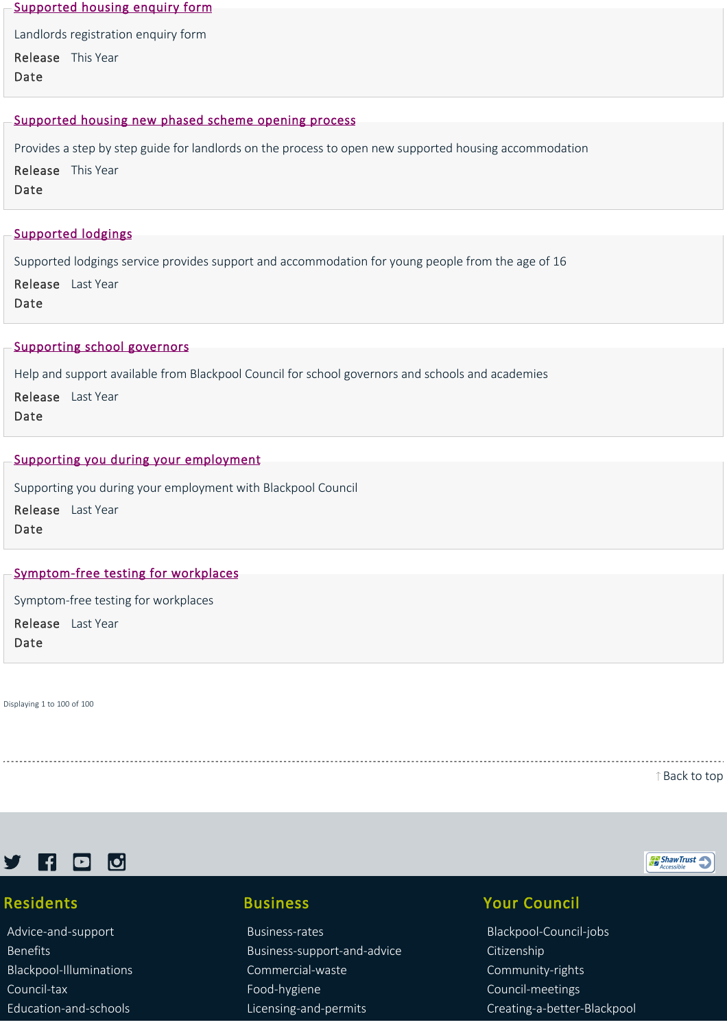[Supported housing enquiry form]

Landlords registration enquiry form

**Release Date** This Year

[Supported housing new phased scheme opening process]

Provides a step by step guide for landlords on the process to open new supported housing accommodation

**Release Date** This Year

[Supported lodgings]

Supported lodgings service provides support and accommodation for young people from the age of 16

**Release Date** Last Year

[Supporting school governors]

Help and support available from Blackpool Council for school governors and schools and academies

**Release Date** Last Year

[Supporting you during your employment]

Supporting you during your employment with Blackpool Council

**Release Date** Last Year

[Symptom-free testing for workplaces]

Symptom-free testing for workplaces

**Release Date** Last Year

Displaying 1 to 100 of 100

↑ Back to top

## Residents

- Advice-and-support
- Benefits
- Blackpool-Illuminations
- Council-tax
- Education-and-schools

## Business

- Business-rates
- Business-support-and-advice
- Commercial-waste
- Food-hygiene
- Licensing-and-permits

## Your Council

- Blackpool-Council-jobs
- Citizenship
- Community-rights
- Council-meetings
- Creating-a-better-Blackpool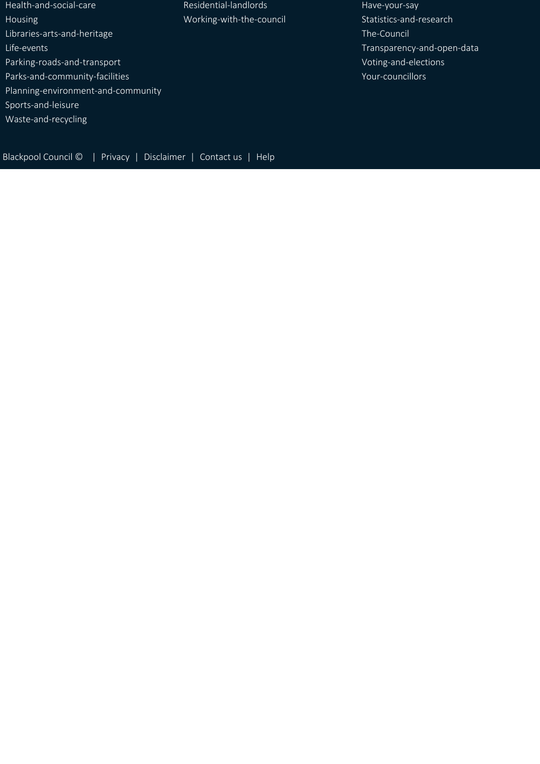- Health-and-social-care
- Housing
- Libraries-arts-and-heritage
- Life-events
- Parking-roads-and-transport
- Parks-and-community-facilities
- Planning-environment-and-community
- Sports-and-leisure
- Waste-and-recycling

- Residential-landlords
- Working-with-the-council

- Have-your-say
- Statistics-and-research
- The-Council
- Transparency-and-open-data
- Voting-and-elections
- Your-councillors

Blackpool Council © | Privacy | Disclaimer | Contact us | Help